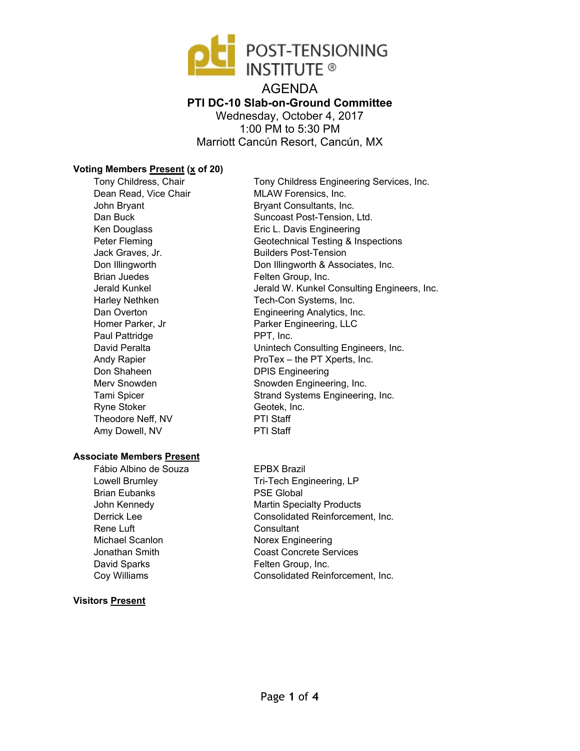POST-TENSIONING INSTITUTE ®

# AGENDA

## PTI DC-10 Slab-on-Ground Committee

Wednesday, October 4, 2017
1:00 PM to 5:30 PM
Marriott Cancún Resort, Cancún, MX

**Voting Members Present (x of 20)**

| | |
|---|---|
| Tony Childress, Chair | Tony Childress Engineering Services, Inc. |
| Dean Read, Vice Chair | MLAW Forensics, Inc. |
| John Bryant | Bryant Consultants, Inc. |
| Dan Buck | Suncoast Post-Tension, Ltd. |
| Ken Douglass | Eric L. Davis Engineering |
| Peter Fleming | Geotechnical Testing & Inspections |
| Jack Graves, Jr. | Builders Post-Tension |
| Don Illingworth | Don Illingworth & Associates, Inc. |
| Brian Juedes | Felten Group, Inc. |
| Jerald Kunkel | Jerald W. Kunkel Consulting Engineers, Inc. |
| Harley Nethken | Tech-Con Systems, Inc. |
| Dan Overton | Engineering Analytics, Inc. |
| Homer Parker, Jr | Parker Engineering, LLC |
| Paul Pattridge | PPT, Inc. |
| David Peralta | Unintech Consulting Engineers, Inc. |
| Andy Rapier | ProTex – the PT Xperts, Inc. |
| Don Shaheen | DPIS Engineering |
| Merv Snowden | Snowden Engineering, Inc. |
| Tami Spicer | Strand Systems Engineering, Inc. |
| Ryne Stoker | Geotek, Inc. |
| Theodore Neff, NV | PTI Staff |
| Amy Dowell, NV | PTI Staff |

**Associate Members Present**

| | |
|---|---|
| Fábio Albino de Souza | EPBX Brazil |
| Lowell Brumley | Tri-Tech Engineering, LP |
| Brian Eubanks | PSE Global |
| John Kennedy | Martin Specialty Products |
| Derrick Lee | Consolidated Reinforcement, Inc. |
| Rene Luft | Consultant |
| Michael Scanlon | Norex Engineering |
| Jonathan Smith | Coast Concrete Services |
| David Sparks | Felten Group, Inc. |
| Coy Williams | Consolidated Reinforcement, Inc. |

**Visitors Present**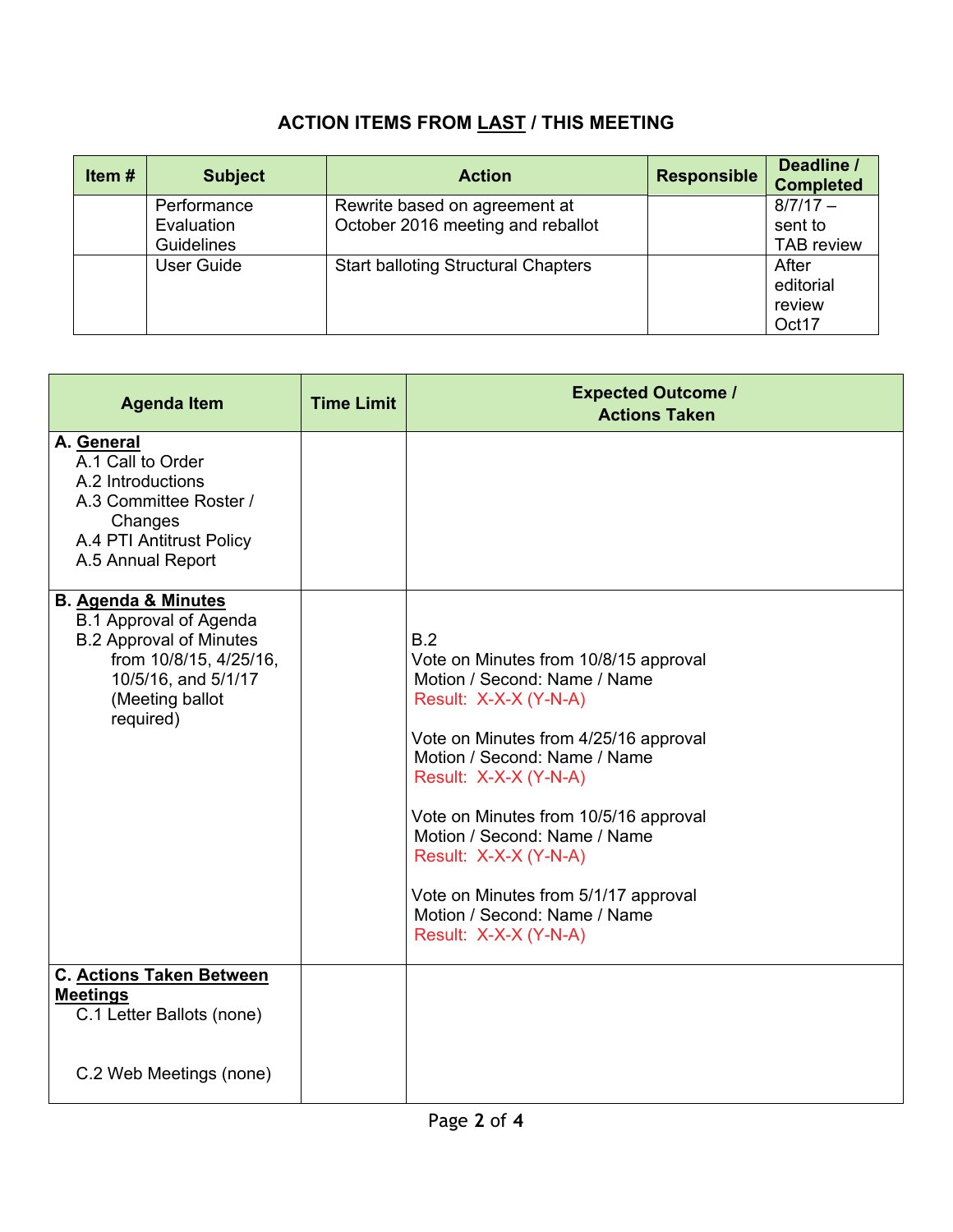## ACTION ITEMS FROM LAST / THIS MEETING

| Item # | Subject | Action | Responsible | Deadline / Completed |
|---|---|---|---|---|
| | Performance Evaluation Guidelines | Rewrite based on agreement at October 2016 meeting and reballot | | 8/7/17 – sent to TAB review |
| | User Guide | Start balloting Structural Chapters | | After editorial review Oct17 |

| Agenda Item | Time Limit | Expected Outcome / Actions Taken |
|---|---|---|
| **A. General**<br>A.1 Call to Order<br>A.2 Introductions<br>A.3 Committee Roster / Changes<br>A.4 PTI Antitrust Policy<br>A.5 Annual Report | | |
| **B. Agenda & Minutes**<br>B.1 Approval of Agenda<br>B.2 Approval of Minutes from 10/8/15, 4/25/16, 10/5/16, and 5/1/17 (Meeting ballot required) | | B.2<br>Vote on Minutes from 10/8/15 approval<br>Motion / Second: Name / Name<br>Result: X-X-X (Y-N-A)<br><br>Vote on Minutes from 4/25/16 approval<br>Motion / Second: Name / Name<br>Result: X-X-X (Y-N-A)<br><br>Vote on Minutes from 10/5/16 approval<br>Motion / Second: Name / Name<br>Result: X-X-X (Y-N-A)<br><br>Vote on Minutes from 5/1/17 approval<br>Motion / Second: Name / Name<br>Result: X-X-X (Y-N-A) |
| **C. Actions Taken Between Meetings**<br>C.1 Letter Ballots (none)<br><br>C.2 Web Meetings (none) | | |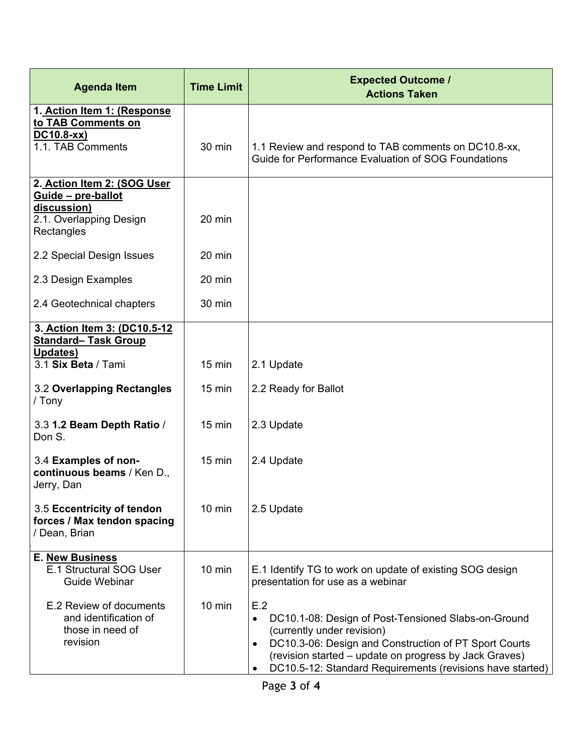| Agenda Item | Time Limit | Expected Outcome / Actions Taken |
|---|---|---|
| **1. Action Item 1: (Response to TAB Comments on DC10.8-xx)** 1.1. TAB Comments | 30 min | 1.1 Review and respond to TAB comments on DC10.8-xx, Guide for Performance Evaluation of SOG Foundations |
| **2. Action Item 2: (SOG User Guide – pre-ballot discussion)** | | |
| 2.1. Overlapping Design Rectangles | 20 min | |
| 2.2 Special Design Issues | 20 min | |
| 2.3 Design Examples | 20 min | |
| 2.4 Geotechnical chapters | 30 min | |
| **3. Action Item 3: (DC10.5-12 Standard– Task Group Updates)** | | |
| 3.1 **Six Beta** / Tami | 15 min | 2.1 Update |
| 3.2 **Overlapping Rectangles** / Tony | 15 min | 2.2 Ready for Ballot |
| 3.3 **1.2 Beam Depth Ratio** / Don S. | 15 min | 2.3 Update |
| 3.4 **Examples of non-continuous beams** / Ken D., Jerry, Dan | 15 min | 2.4 Update |
| 3.5 **Eccentricity of tendon forces / Max tendon spacing** / Dean, Brian | 10 min | 2.5 Update |
| **E. New Business** | | |
| E.1 Structural SOG User Guide Webinar | 10 min | E.1 Identify TG to work on update of existing SOG design presentation for use as a webinar |
| E.2 Review of documents and identification of those in need of revision | 10 min | E.2<br>• DC10.1-08: Design of Post-Tensioned Slabs-on-Ground (currently under revision)<br>• DC10.3-06: Design and Construction of PT Sport Courts (revision started – update on progress by Jack Graves)<br>• DC10.5-12: Standard Requirements (revisions have started) |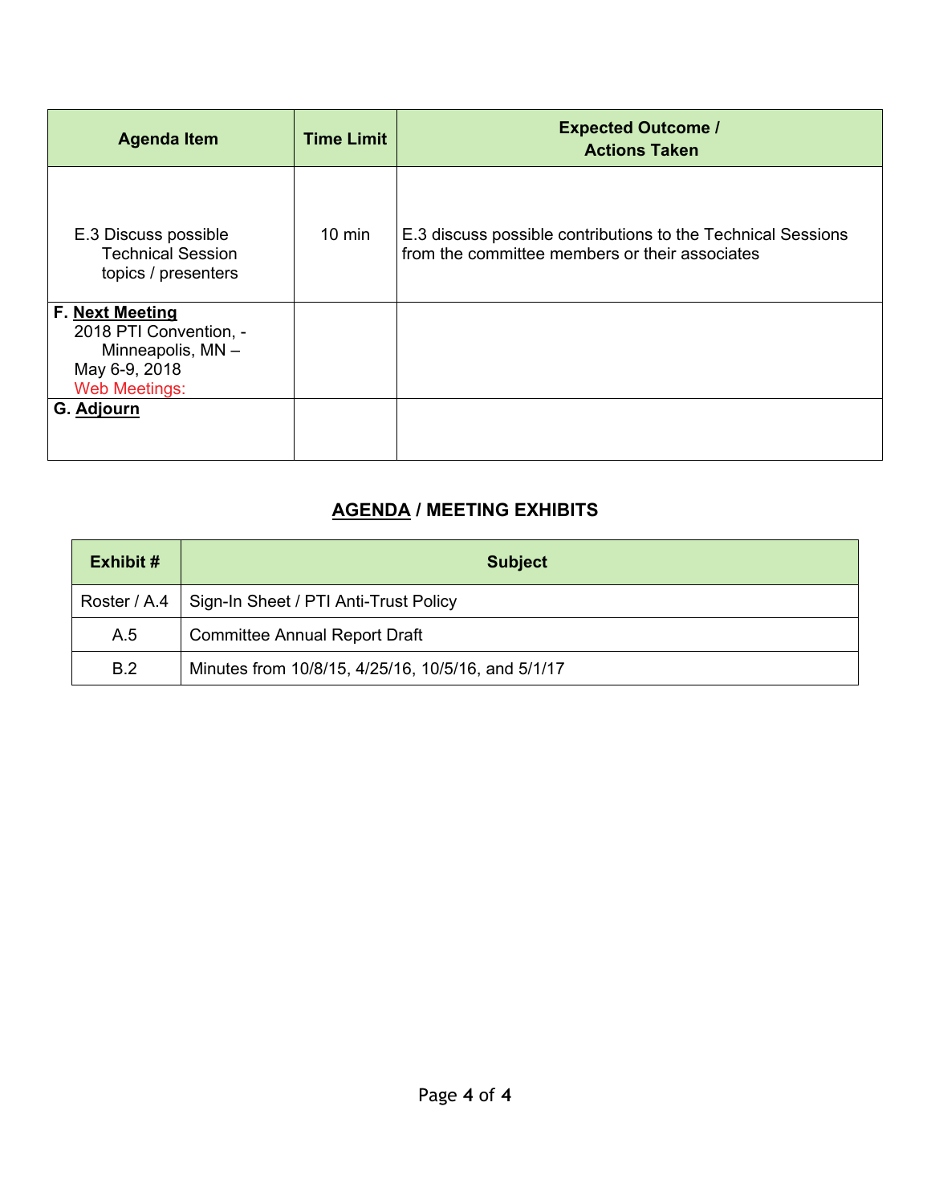| Agenda Item | Time Limit | Expected Outcome / Actions Taken |
|---|---|---|
| E.3 Discuss possible Technical Session topics / presenters | 10 min | E.3 discuss possible contributions to the Technical Sessions from the committee members or their associates |
| **F. <u>Next Meeting</u>**<br>2018 PTI Convention, - Minneapolis, MN –<br>May 6-9, 2018<br>Web Meetings: | | |
| **G. <u>Adjourn</u>** | | |

## <u>AGENDA</u> / MEETING EXHIBITS

| Exhibit # | Subject |
|---|---|
| Roster / A.4 | Sign-In Sheet / PTI Anti-Trust Policy |
| A.5 | Committee Annual Report Draft |
| B.2 | Minutes from 10/8/15, 4/25/16, 10/5/16, and 5/1/17 |